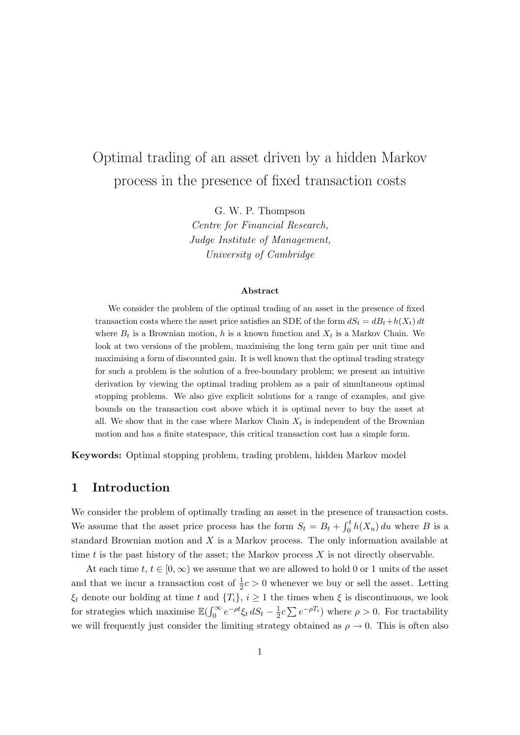# Optimal trading of an asset driven by a hidden Markov process in the presence of fixed transaction costs

G. W. P. Thompson

*Centre for Financial Research,*
*Judge Institute of Management,*
*University of Cambridge*

### Abstract

We consider the problem of the optimal trading of an asset in the presence of fixed transaction costs where the asset price satisfies an SDE of the form $dS_t = dB_t + h(X_t)\,dt$ where $B_t$ is a Brownian motion, $h$ is a known function and $X_t$ is a Markov Chain. We look at two versions of the problem, maximising the long term gain per unit time and maximising a form of discounted gain. It is well known that the optimal trading strategy for such a problem is the solution of a free-boundary problem; we present an intuitive derivation by viewing the optimal trading problem as a pair of simultaneous optimal stopping problems. We also give explicit solutions for a range of examples, and give bounds on the transaction cost above which it is optimal never to buy the asset at all. We show that in the case where Markov Chain $X_t$ is independent of the Brownian motion and has a finite statespace, this critical transaction cost has a simple form.

**Keywords:** Optimal stopping problem, trading problem, hidden Markov model

## 1 Introduction

We consider the problem of optimally trading an asset in the presence of transaction costs. We assume that the asset price process has the form $S_t = B_t + \int_0^t h(X_u)\,du$ where $B$ is a standard Brownian motion and $X$ is a Markov process. The only information available at time $t$ is the past history of the asset; the Markov process $X$ is not directly observable.

At each time $t$, $t \in [0, \infty)$ we assume that we are allowed to hold 0 or 1 units of the asset and that we incur a transaction cost of $\frac{1}{2}c > 0$ whenever we buy or sell the asset. Letting $\xi_t$ denote our holding at time $t$ and $\{T_i\}$, $i \geq 1$ the times when $\xi$ is discontinuous, we look for strategies which maximise $\mathbb{E}(\int_0^\infty e^{-\rho t}\xi_t\,dS_t - \frac{1}{2}c\sum e^{-\rho T_i})$ where $\rho > 0$. For tractability we will frequently just consider the limiting strategy obtained as $\rho \to 0$. This is often also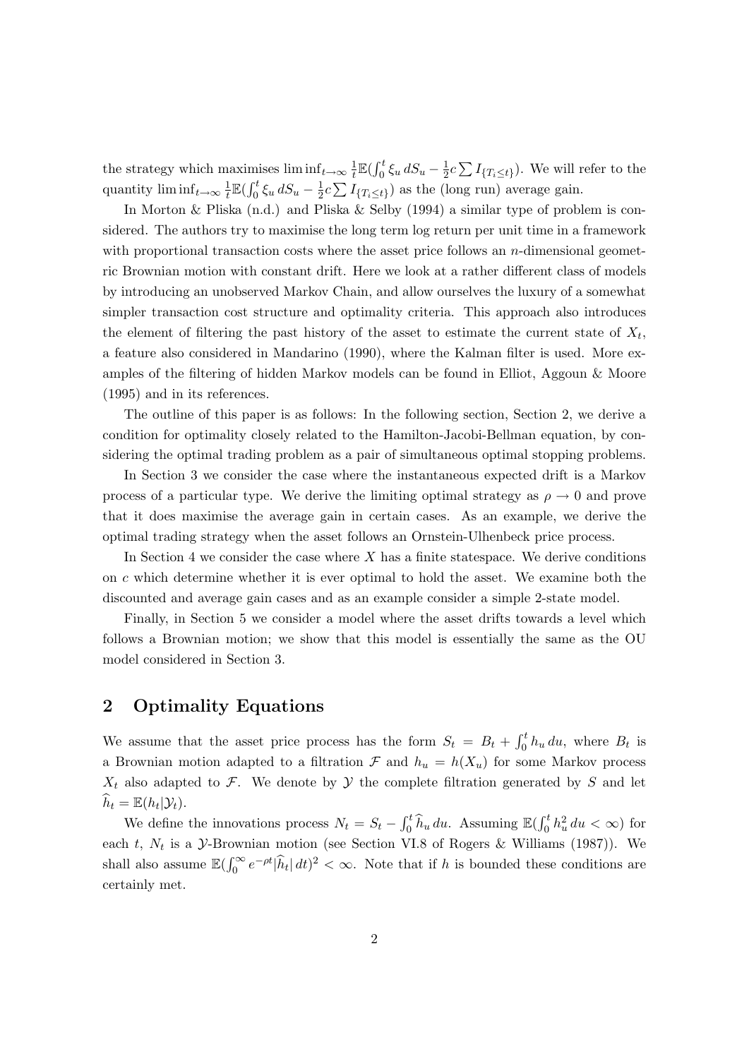the strategy which maximises $\liminf_{t\to\infty} \frac{1}{t}\mathbb{E}(\int_0^t \xi_u \, dS_u - \frac{1}{2}c \sum I_{\{T_i \le t\}})$. We will refer to the quantity $\liminf_{t\to\infty} \frac{1}{t}\mathbb{E}(\int_0^t \xi_u \, dS_u - \frac{1}{2}c \sum I_{\{T_i \le t\}})$ as the (long run) average gain.

In Morton & Pliska (n.d.) and Pliska & Selby (1994) a similar type of problem is considered. The authors try to maximise the long term log return per unit time in a framework with proportional transaction costs where the asset price follows an $n$-dimensional geometric Brownian motion with constant drift. Here we look at a rather different class of models by introducing an unobserved Markov Chain, and allow ourselves the luxury of a somewhat simpler transaction cost structure and optimality criteria. This approach also introduces the element of filtering the past history of the asset to estimate the current state of $X_t$, a feature also considered in Mandarino (1990), where the Kalman filter is used. More examples of the filtering of hidden Markov models can be found in Elliot, Aggoun & Moore (1995) and in its references.

The outline of this paper is as follows: In the following section, Section 2, we derive a condition for optimality closely related to the Hamilton-Jacobi-Bellman equation, by considering the optimal trading problem as a pair of simultaneous optimal stopping problems.

In Section 3 we consider the case where the instantaneous expected drift is a Markov process of a particular type. We derive the limiting optimal strategy as $\rho \to 0$ and prove that it does maximise the average gain in certain cases. As an example, we derive the optimal trading strategy when the asset follows an Ornstein-Ulhenbeck price process.

In Section 4 we consider the case where $X$ has a finite statespace. We derive conditions on $c$ which determine whether it is ever optimal to hold the asset. We examine both the discounted and average gain cases and as an example consider a simple 2-state model.

Finally, in Section 5 we consider a model where the asset drifts towards a level which follows a Brownian motion; we show that this model is essentially the same as the OU model considered in Section 3.

## 2 Optimality Equations

We assume that the asset price process has the form $S_t = B_t + \int_0^t h_u \, du$, where $B_t$ is a Brownian motion adapted to a filtration $\mathcal{F}$ and $h_u = h(X_u)$ for some Markov process $X_t$ also adapted to $\mathcal{F}$. We denote by $\mathcal{Y}$ the complete filtration generated by $S$ and let $\widehat{h}_t = \mathbb{E}(h_t|\mathcal{Y}_t)$.

We define the innovations process $N_t = S_t - \int_0^t \widehat{h}_u \, du$. Assuming $\mathbb{E}(\int_0^t h_u^2 \, du < \infty)$ for each $t$, $N_t$ is a $\mathcal{Y}$-Brownian motion (see Section VI.8 of Rogers & Williams (1987)). We shall also assume $\mathbb{E}(\int_0^\infty e^{-\rho t}|\widehat{h}_t| \, dt)^2 < \infty$. Note that if $h$ is bounded these conditions are certainly met.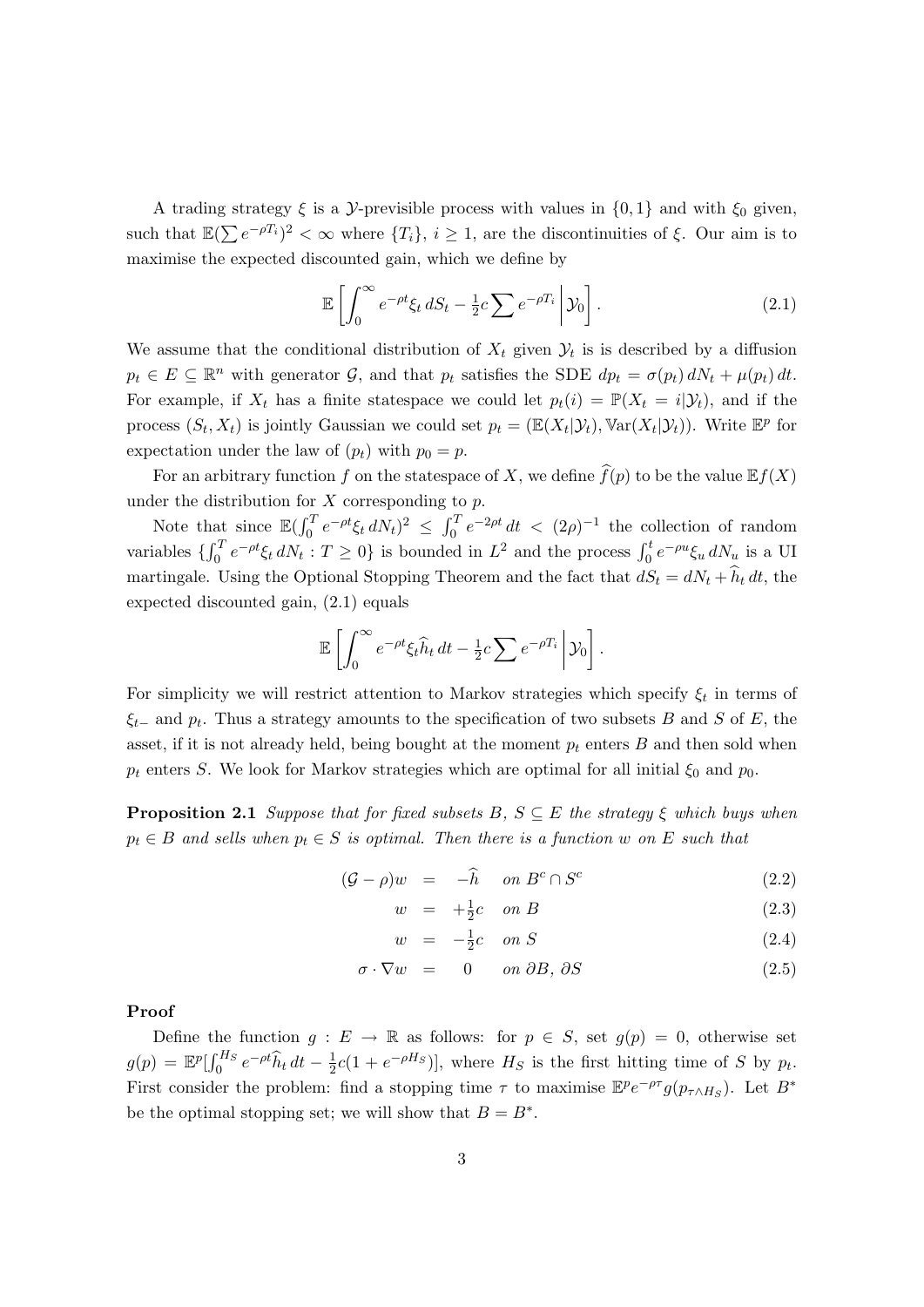A trading strategy $\xi$ is a $\mathcal{Y}$-previsible process with values in $\{0,1\}$ and with $\xi_0$ given, such that $\mathbb{E}(\sum e^{-\rho T_i})^2 < \infty$ where $\{T_i\}$, $i \geq 1$, are the discontinuities of $\xi$. Our aim is to maximise the expected discounted gain, which we define by

$$\mathbb{E}\left[\int_0^\infty e^{-\rho t}\xi_t\, dS_t - \tfrac{1}{2}c\sum e^{-\rho T_i}\,\middle|\,\mathcal{Y}_0\right]. \tag{2.1}$$

We assume that the conditional distribution of $X_t$ given $\mathcal{Y}_t$ is is described by a diffusion $p_t \in E \subseteq \mathbb{R}^n$ with generator $\mathcal{G}$, and that $p_t$ satisfies the SDE $dp_t = \sigma(p_t)\, dN_t + \mu(p_t)\, dt$. For example, if $X_t$ has a finite statespace we could let $p_t(i) = \mathbb{P}(X_t = i|\mathcal{Y}_t)$, and if the process $(S_t, X_t)$ is jointly Gaussian we could set $p_t = (\mathbb{E}(X_t|\mathcal{Y}_t), \mathbb{V}\mathrm{ar}(X_t|\mathcal{Y}_t))$. Write $\mathbb{E}^p$ for expectation under the law of $(p_t)$ with $p_0 = p$.

For an arbitrary function $f$ on the statespace of $X$, we define $\widehat{f}(p)$ to be the value $\mathbb{E}f(X)$ under the distribution for $X$ corresponding to $p$.

Note that since $\mathbb{E}(\int_0^T e^{-\rho t}\xi_t\, dN_t)^2 \leq \int_0^T e^{-2\rho t}\, dt < (2\rho)^{-1}$ the collection of random variables $\{\int_0^T e^{-\rho t}\xi_t\, dN_t : T \geq 0\}$ is bounded in $L^2$ and the process $\int_0^t e^{-\rho u}\xi_u\, dN_u$ is a UI martingale. Using the Optional Stopping Theorem and the fact that $dS_t = dN_t + \widehat{h}_t\, dt$, the expected discounted gain, (2.1) equals

$$\mathbb{E}\left[\int_0^\infty e^{-\rho t}\xi_t \widehat{h}_t\, dt - \tfrac{1}{2}c\sum e^{-\rho T_i}\,\middle|\,\mathcal{Y}_0\right].$$

For simplicity we will restrict attention to Markov strategies which specify $\xi_t$ in terms of $\xi_{t-}$ and $p_t$. Thus a strategy amounts to the specification of two subsets $B$ and $S$ of $E$, the asset, if it is not already held, being bought at the moment $p_t$ enters $B$ and then sold when $p_t$ enters $S$. We look for Markov strategies which are optimal for all initial $\xi_0$ and $p_0$.

**Proposition 2.1** *Suppose that for fixed subsets $B$, $S \subseteq E$ the strategy $\xi$ which buys when $p_t \in B$ and sells when $p_t \in S$ is optimal. Then there is a function $w$ on $E$ such that*

$$(\mathcal{G} - \rho)w = -\widehat{h} \quad \text{on } B^c \cap S^c \tag{2.2}$$

$$w = +\tfrac{1}{2}c \quad \text{on } B \tag{2.3}$$

$$w = -\tfrac{1}{2}c \quad \text{on } S \tag{2.4}$$

$$\sigma \cdot \nabla w = 0 \quad \text{on } \partial B,\ \partial S \tag{2.5}$$

**Proof**

Define the function $g : E \to \mathbb{R}$ as follows: for $p \in S$, set $g(p) = 0$, otherwise set $g(p) = \mathbb{E}^p[\int_0^{H_S} e^{-\rho t}\widehat{h}_t\, dt - \frac{1}{2}c(1 + e^{-\rho H_S})]$, where $H_S$ is the first hitting time of $S$ by $p_t$. First consider the problem: find a stopping time $\tau$ to maximise $\mathbb{E}^p e^{-\rho\tau} g(p_{\tau\wedge H_S})$. Let $B^*$ be the optimal stopping set; we will show that $B = B^*$.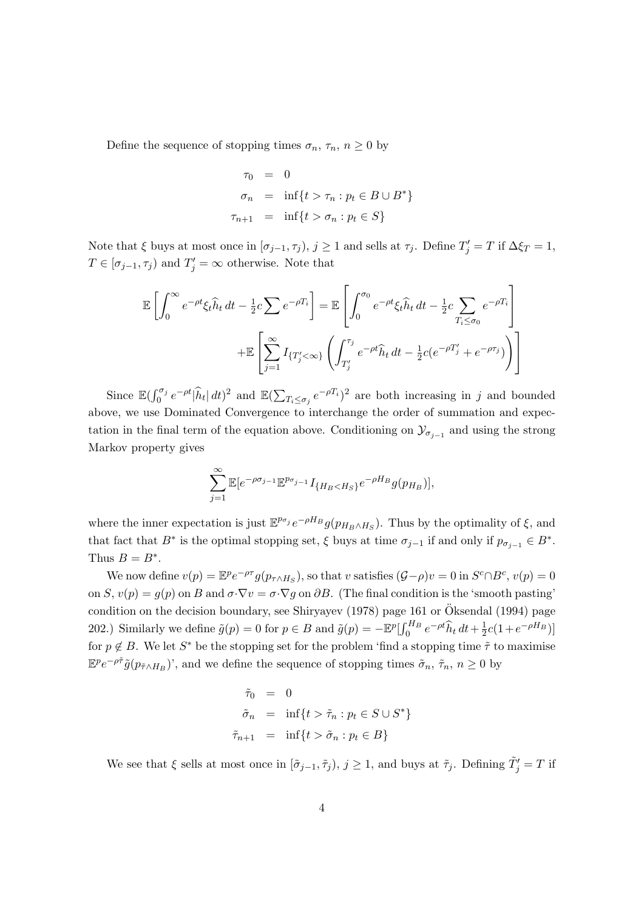Define the sequence of stopping times $\sigma_n$, $\tau_n$, $n \geq 0$ by

$$
\begin{aligned}
\tau_0 &= 0 \\
\sigma_n &= \inf\{t > \tau_n : p_t \in B \cup B^*\} \\
\tau_{n+1} &= \inf\{t > \sigma_n : p_t \in S\}
\end{aligned}
$$

Note that $\xi$ buys at most once in $[\sigma_{j-1}, \tau_j)$, $j \geq 1$ and sells at $\tau_j$. Define $T'_j = T$ if $\Delta\xi_T = 1$, $T \in [\sigma_{j-1}, \tau_j)$ and $T'_j = \infty$ otherwise. Note that

$$
\mathbb{E}\left[\int_0^\infty e^{-\rho t}\xi_t \widehat{h}_t \, dt - \tfrac{1}{2}c \sum e^{-\rho T_i}\right] = \mathbb{E}\left[\int_0^{\sigma_0} e^{-\rho t}\xi_t \widehat{h}_t \, dt - \tfrac{1}{2}c \sum_{T_i \leq \sigma_0} e^{-\rho T_i}\right]
$$
$$
+\mathbb{E}\left[\sum_{j=1}^\infty I_{\{T'_j < \infty\}} \left(\int_{T'_j}^{\tau_j} e^{-\rho t}\widehat{h}_t \, dt - \tfrac{1}{2}c(e^{-\rho T'_j} + e^{-\rho \tau_j})\right)\right]
$$

Since $\mathbb{E}(\int_0^{\sigma_j} e^{-\rho t}|\widehat{h}_t| \, dt)^2$ and $\mathbb{E}(\sum_{T_i \leq \sigma_j} e^{-\rho T_i})^2$ are both increasing in $j$ and bounded above, we use Dominated Convergence to interchange the order of summation and expectation in the final term of the equation above. Conditioning on $\mathcal{Y}_{\sigma_{j-1}}$ and using the strong Markov property gives

$$
\sum_{j=1}^\infty \mathbb{E}[e^{-\rho \sigma_{j-1}} \mathbb{E}^{p_{\sigma_{j-1}}} I_{\{H_B < H_S\}} e^{-\rho H_B} g(p_{H_B})],
$$

where the inner expectation is just $\mathbb{E}^{p_{\sigma_j}} e^{-\rho H_B} g(p_{H_B \wedge H_S})$. Thus by the optimality of $\xi$, and that fact that $B^*$ is the optimal stopping set, $\xi$ buys at time $\sigma_{j-1}$ if and only if $p_{\sigma_{j-1}} \in B^*$. Thus $B = B^*$.

We now define $v(p) = \mathbb{E}^p e^{-\rho\tau} g(p_{\tau \wedge H_S})$, so that $v$ satisfies $(\mathcal{G} - \rho)v = 0$ in $S^c \cap B^c$, $v(p) = 0$ on $S$, $v(p) = g(p)$ on $B$ and $\sigma \cdot \nabla v = \sigma \cdot \nabla g$ on $\partial B$. (The final condition is the 'smooth pasting' condition on the decision boundary, see Shiryayev (1978) page 161 or Öksendal (1994) page 202.) Similarly we define $\tilde{g}(p) = 0$ for $p \in B$ and $\tilde{g}(p) = -\mathbb{E}^p[\int_0^{H_B} e^{-\rho t}\widehat{h}_t \, dt + \frac{1}{2}c(1 + e^{-\rho H_B})]$ for $p \notin B$. We let $S^*$ be the stopping set for the problem 'find a stopping time $\tilde{\tau}$ to maximise $\mathbb{E}^p e^{-\rho\tilde{\tau}} \tilde{g}(p_{\tilde{\tau} \wedge H_B})$', and we define the sequence of stopping times $\tilde{\sigma}_n$, $\tilde{\tau}_n$, $n \geq 0$ by

$$
\begin{aligned}
\tilde{\tau}_0 &= 0 \\
\tilde{\sigma}_n &= \inf\{t > \tilde{\tau}_n : p_t \in S \cup S^*\} \\
\tilde{\tau}_{n+1} &= \inf\{t > \tilde{\sigma}_n : p_t \in B\}
\end{aligned}
$$

We see that $\xi$ sells at most once in $[\tilde{\sigma}_{j-1}, \tilde{\tau}_j)$, $j \geq 1$, and buys at $\tilde{\tau}_j$. Defining $\tilde{T}'_j = T$ if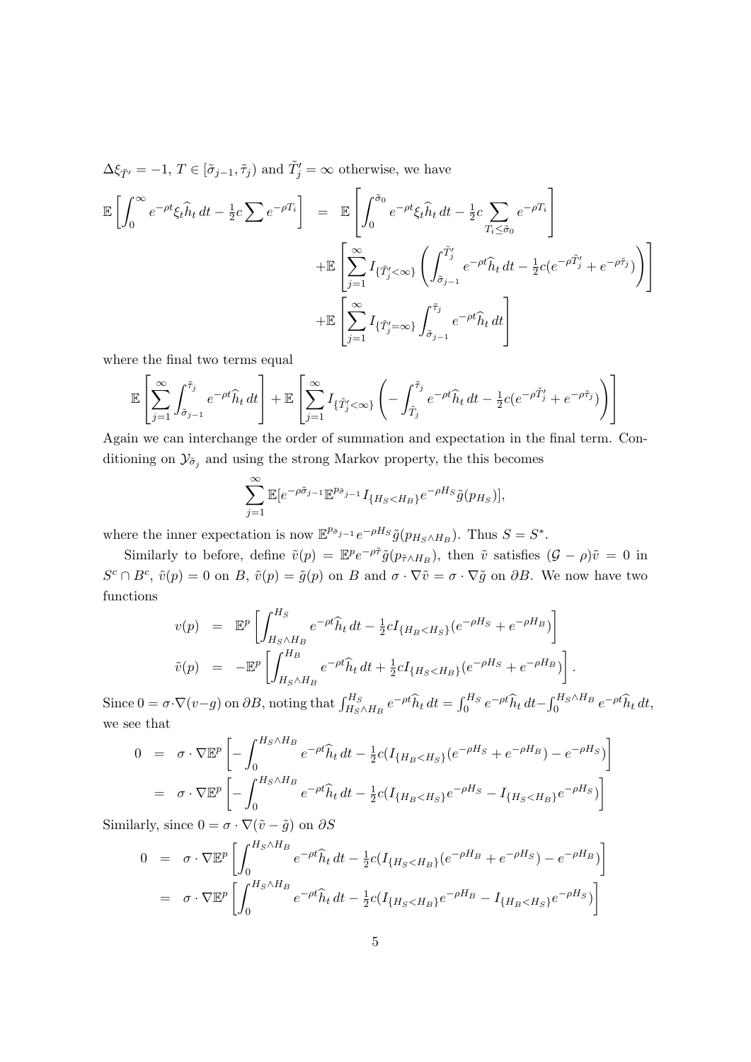$\Delta\xi_{\tilde{T}'} = -1$, $T \in [\tilde{\sigma}_{j-1}, \tilde{\tau}_j)$ and $\tilde{T}'_j = \infty$ otherwise, we have

$$
\begin{aligned}
\mathbb{E}\left[\int_0^\infty e^{-\rho t}\xi_t \widehat{h}_t \, dt - \tfrac{1}{2}c\sum e^{-\rho T_i}\right] &= \mathbb{E}\left[\int_0^{\tilde{\sigma}_0} e^{-\rho t}\xi_t \widehat{h}_t \, dt - \tfrac{1}{2}c\sum_{T_i \le \tilde{\sigma}_0} e^{-\rho T_i}\right] \\
&\quad + \mathbb{E}\left[\sum_{j=1}^\infty I_{\{\tilde{T}'_j < \infty\}}\left(\int_{\tilde{\sigma}_{j-1}}^{\tilde{T}'_j} e^{-\rho t}\widehat{h}_t \, dt - \tfrac{1}{2}c(e^{-\rho \tilde{T}'_j} + e^{-\rho \tilde{\tau}_j})\right)\right] \\
&\quad + \mathbb{E}\left[\sum_{j=1}^\infty I_{\{\tilde{T}'_j = \infty\}}\int_{\tilde{\sigma}_{j-1}}^{\tilde{\tau}_j} e^{-\rho t}\widehat{h}_t \, dt\right]
\end{aligned}
$$

where the final two terms equal

$$
\mathbb{E}\left[\sum_{j=1}^\infty \int_{\tilde{\sigma}_{j-1}}^{\tilde{\tau}_j} e^{-\rho t}\widehat{h}_t \, dt\right] + \mathbb{E}\left[\sum_{j=1}^\infty I_{\{\tilde{T}'_j < \infty\}}\left(-\int_{\tilde{T}_j}^{\tilde{\tau}_j} e^{-\rho t}\widehat{h}_t \, dt - \tfrac{1}{2}c(e^{-\rho \tilde{T}'_j} + e^{-\rho \tilde{\tau}_j})\right)\right]
$$

Again we can interchange the order of summation and expectation in the final term. Conditioning on $\mathcal{Y}_{\tilde{\sigma}_j}$ and using the strong Markov property, the this becomes

$$
\sum_{j=1}^\infty \mathbb{E}[e^{-\rho \tilde{\sigma}_{j-1}}\mathbb{E}^{p_{\tilde{\sigma}_{j-1}}} I_{\{H_S < H_B\}} e^{-\rho H_S}\tilde{g}(p_{H_S})],
$$

where the inner expectation is now $\mathbb{E}^{p_{\tilde{\sigma}_{j-1}}} e^{-\rho H_S}\tilde{g}(p_{H_S \wedge H_B})$. Thus $S = S^*$.

Similarly to before, define $\tilde{v}(p) = \mathbb{E}^p e^{-\rho\tilde{\tau}}\tilde{g}(p_{\tilde{\tau}\wedge H_B})$, then $\tilde{v}$ satisfies $(\mathcal{G} - \rho)\tilde{v} = 0$ in $S^c \cap B^c$, $\tilde{v}(p) = 0$ on $B$, $\tilde{v}(p) = \tilde{g}(p)$ on $B$ and $\sigma \cdot \nabla\tilde{v} = \sigma \cdot \nabla\tilde{g}$ on $\partial B$. We now have two functions

$$
\begin{aligned}
v(p) &= \mathbb{E}^p\left[\int_{H_S \wedge H_B}^{H_S} e^{-\rho t}\widehat{h}_t \, dt - \tfrac{1}{2}c I_{\{H_B < H_S\}}(e^{-\rho H_S} + e^{-\rho H_B})\right] \\
\tilde{v}(p) &= -\mathbb{E}^p\left[\int_{H_S \wedge H_B}^{H_B} e^{-\rho t}\widehat{h}_t \, dt + \tfrac{1}{2}c I_{\{H_S < H_B\}}(e^{-\rho H_S} + e^{-\rho H_B})\right].
\end{aligned}
$$

Since $0 = \sigma \cdot \nabla(v - g)$ on $\partial B$, noting that $\int_{H_S \wedge H_B}^{H_S} e^{-\rho t}\widehat{h}_t \, dt = \int_0^{H_S} e^{-\rho t}\widehat{h}_t \, dt - \int_0^{H_S \wedge H_B} e^{-\rho t}\widehat{h}_t \, dt$, we see that

$$
\begin{aligned}
0 &= \sigma \cdot \nabla\mathbb{E}^p\left[-\int_0^{H_S \wedge H_B} e^{-\rho t}\widehat{h}_t \, dt - \tfrac{1}{2}c(I_{\{H_B < H_S\}}(e^{-\rho H_S} + e^{-\rho H_B}) - e^{-\rho H_S})\right] \\
&= \sigma \cdot \nabla\mathbb{E}^p\left[-\int_0^{H_S \wedge H_B} e^{-\rho t}\widehat{h}_t \, dt - \tfrac{1}{2}c(I_{\{H_B < H_S\}}e^{-\rho H_S} - I_{\{H_S < H_B\}}e^{-\rho H_S})\right]
\end{aligned}
$$

Similarly, since $0 = \sigma \cdot \nabla(\tilde{v} - \tilde{g})$ on $\partial S$

$$
\begin{aligned}
0 &= \sigma \cdot \nabla\mathbb{E}^p\left[\int_0^{H_S \wedge H_B} e^{-\rho t}\widehat{h}_t \, dt - \tfrac{1}{2}c(I_{\{H_S < H_B\}}(e^{-\rho H_B} + e^{-\rho H_S}) - e^{-\rho H_B})\right] \\
&= \sigma \cdot \nabla\mathbb{E}^p\left[\int_0^{H_S \wedge H_B} e^{-\rho t}\widehat{h}_t \, dt - \tfrac{1}{2}c(I_{\{H_S < H_B\}}e^{-\rho H_B} - I_{\{H_B < H_S\}}e^{-\rho H_S})\right]
\end{aligned}
$$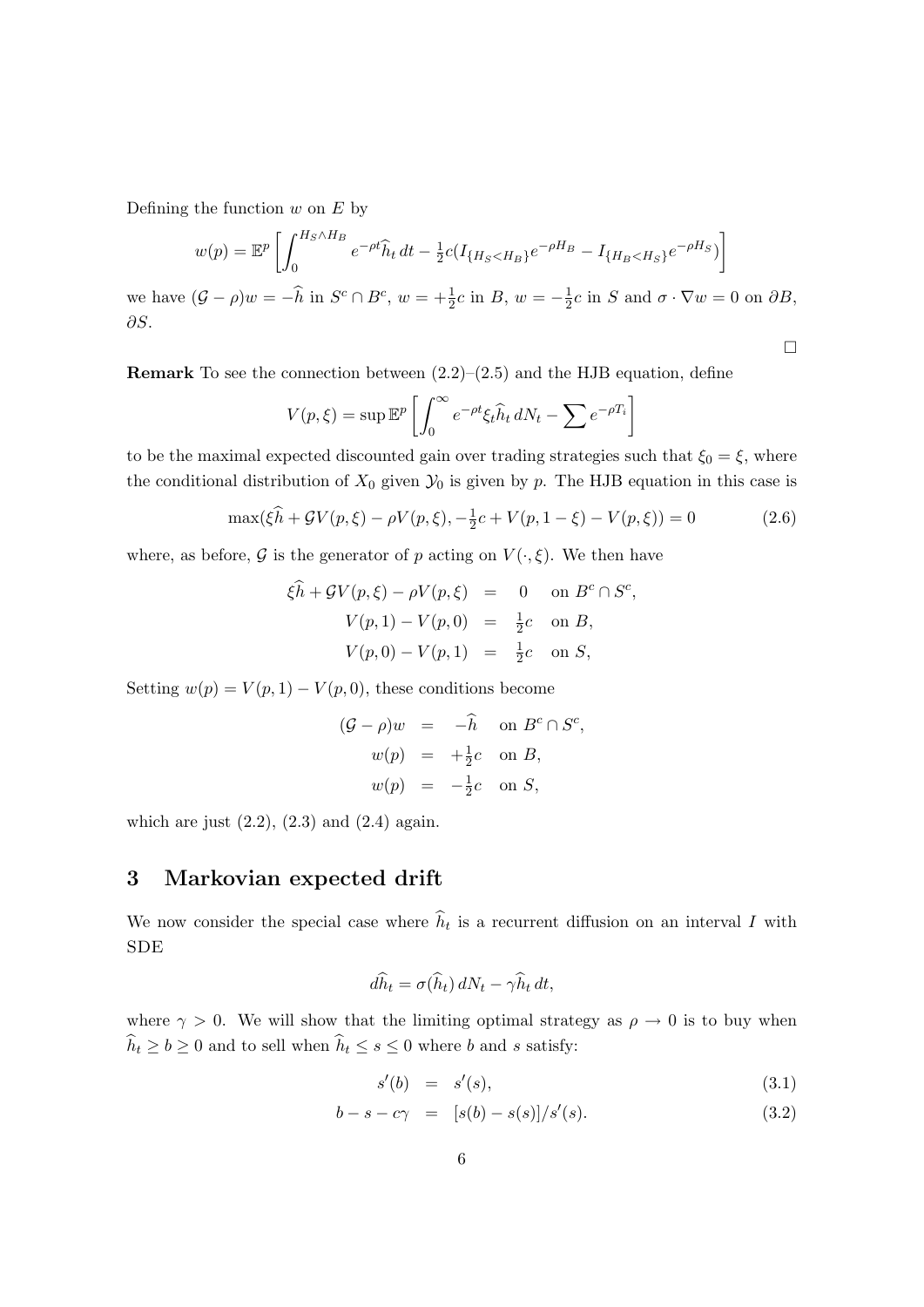Defining the function $w$ on $E$ by

$$w(p) = \mathbb{E}^p \left[ \int_0^{H_S \wedge H_B} e^{-\rho t} \widehat{h}_t \, dt - \tfrac{1}{2} c \big( I_{\{H_S < H_B\}} e^{-\rho H_B} - I_{\{H_B < H_S\}} e^{-\rho H_S} \big) \right]$$

we have $(\mathcal{G} - \rho) w = -\widehat{h}$ in $S^c \cap B^c$, $w = +\frac{1}{2}c$ in $B$, $w = -\frac{1}{2}c$ in $S$ and $\sigma \cdot \nabla w = 0$ on $\partial B$, $\partial S$.

□

**Remark** To see the connection between (2.2)–(2.5) and the HJB equation, define

$$V(p, \xi) = \sup \mathbb{E}^p \left[ \int_0^\infty e^{-\rho t} \xi_t \widehat{h}_t \, dN_t - \sum e^{-\rho T_i} \right]$$

to be the maximal expected discounted gain over trading strategies such that $\xi_0 = \xi$, where the conditional distribution of $X_0$ given $\mathcal{Y}_0$ is given by $p$. The HJB equation in this case is

$$\max(\xi \widehat{h} + \mathcal{G} V(p, \xi) - \rho V(p, \xi), -\tfrac{1}{2} c + V(p, 1 - \xi) - V(p, \xi)) = 0 \tag{2.6}$$

where, as before, $\mathcal{G}$ is the generator of $p$ acting on $V(\cdot, \xi)$. We then have

$$\begin{aligned} \xi \widehat{h} + \mathcal{G} V(p, \xi) - \rho V(p, \xi) &= 0 \quad \text{on } B^c \cap S^c, \\ V(p, 1) - V(p, 0) &= \tfrac{1}{2} c \quad \text{on } B, \\ V(p, 0) - V(p, 1) &= \tfrac{1}{2} c \quad \text{on } S, \end{aligned}$$

Setting $w(p) = V(p, 1) - V(p, 0)$, these conditions become

$$\begin{aligned} (\mathcal{G} - \rho) w &= -\widehat{h} \quad \text{on } B^c \cap S^c, \\ w(p) &= +\tfrac{1}{2} c \quad \text{on } B, \\ w(p) &= -\tfrac{1}{2} c \quad \text{on } S, \end{aligned}$$

which are just (2.2), (2.3) and (2.4) again.

## 3 Markovian expected drift

We now consider the special case where $\widehat{h}_t$ is a recurrent diffusion on an interval $I$ with SDE

$$d\widehat{h}_t = \sigma(\widehat{h}_t) \, dN_t - \gamma \widehat{h}_t \, dt,$$

where $\gamma > 0$. We will show that the limiting optimal strategy as $\rho \to 0$ is to buy when $\widehat{h}_t \geq b \geq 0$ and to sell when $\widehat{h}_t \leq s \leq 0$ where $b$ and $s$ satisfy:

$$\begin{aligned} s'(b) &= s'(s), \qquad &(3.1) \\ b - s - c\gamma &= [s(b) - s(s)] / s'(s). \qquad &(3.2) \end{aligned}$$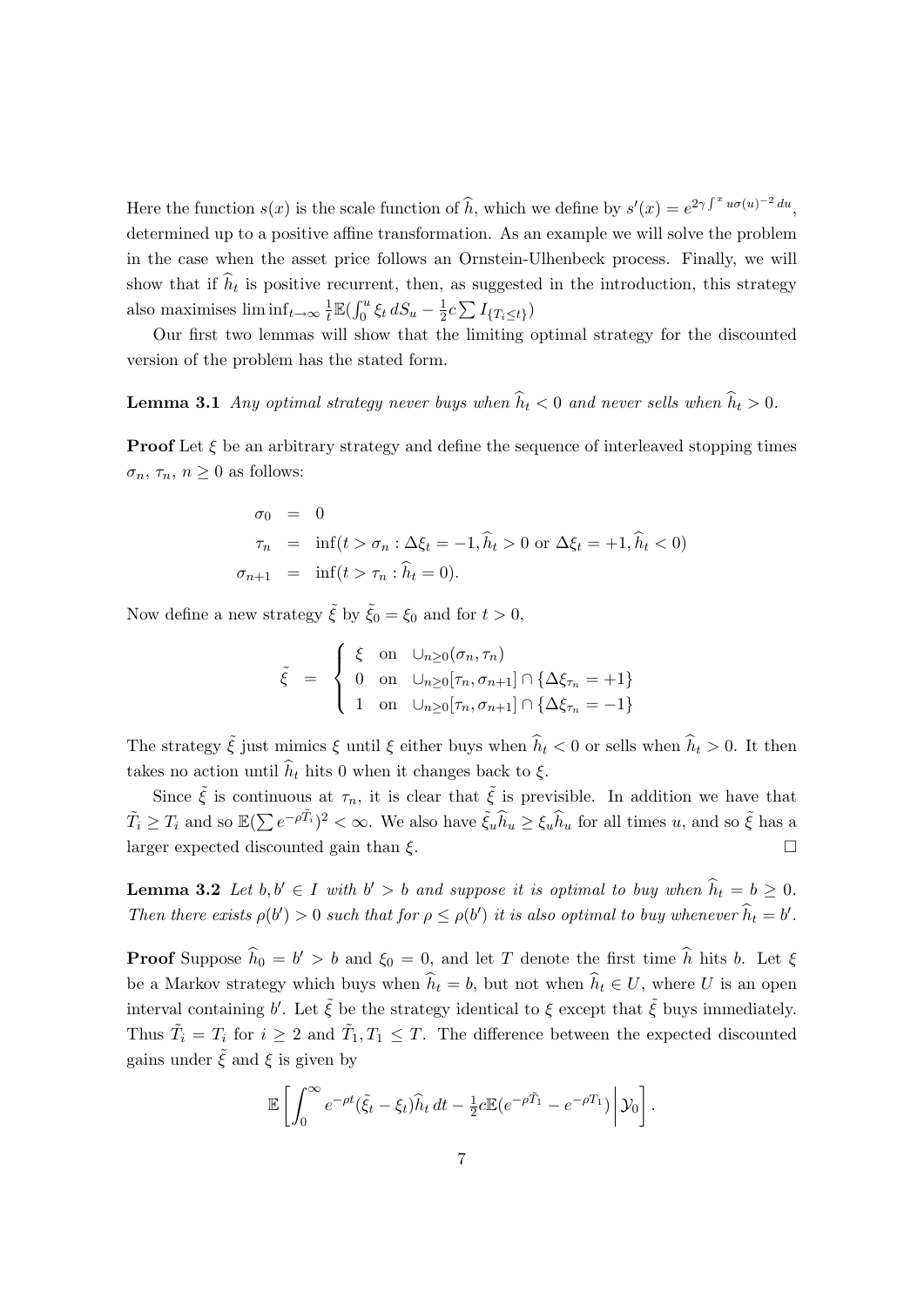Here the function $s(x)$ is the scale function of $\widehat{h}$, which we define by $s'(x) = e^{2\gamma \int^x u\sigma(u)^{-2}\,du}$, determined up to a positive affine transformation. As an example we will solve the problem in the case when the asset price follows an Ornstein-Ulhenbeck process. Finally, we will show that if $\widehat{h}_t$ is positive recurrent, then, as suggested in the introduction, this strategy also maximises $\liminf_{t\to\infty} \frac{1}{t}\mathbb{E}(\int_0^u \xi_t\, dS_u - \frac{1}{2}c\sum I_{\{T_i \le t\}})$

Our first two lemmas will show that the limiting optimal strategy for the discounted version of the problem has the stated form.

**Lemma 3.1** *Any optimal strategy never buys when $\widehat{h}_t < 0$ and never sells when $\widehat{h}_t > 0$.*

**Proof** Let $\xi$ be an arbitrary strategy and define the sequence of interleaved stopping times $\sigma_n$, $\tau_n$, $n \ge 0$ as follows:

$$
\begin{aligned}
\sigma_0 &= 0 \\
\tau_n &= \inf(t > \sigma_n : \Delta\xi_t = -1, \widehat{h}_t > 0 \text{ or } \Delta\xi_t = +1, \widehat{h}_t < 0) \\
\sigma_{n+1} &= \inf(t > \tau_n : \widehat{h}_t = 0).
\end{aligned}
$$

Now define a new strategy $\tilde{\xi}$ by $\tilde{\xi}_0 = \xi_0$ and for $t > 0$,

$$
\tilde{\xi} = \begin{cases} \xi & \text{on } \cup_{n\ge 0}(\sigma_n, \tau_n) \\ 0 & \text{on } \cup_{n\ge 0}[\tau_n, \sigma_{n+1}] \cap \{\Delta\xi_{\tau_n} = +1\} \\ 1 & \text{on } \cup_{n\ge 0}[\tau_n, \sigma_{n+1}] \cap \{\Delta\xi_{\tau_n} = -1\} \end{cases}
$$

The strategy $\tilde{\xi}$ just mimics $\xi$ until $\xi$ either buys when $\widehat{h}_t < 0$ or sells when $\widehat{h}_t > 0$. It then takes no action until $\widehat{h}_t$ hits 0 when it changes back to $\xi$.

Since $\tilde{\xi}$ is continuous at $\tau_n$, it is clear that $\tilde{\xi}$ is previsible. In addition we have that $\tilde{T}_i \ge T_i$ and so $\mathbb{E}(\sum e^{-\rho \tilde{T}_i})^2 < \infty$. We also have $\tilde{\xi}_u \widehat{h}_u \ge \xi_u \widehat{h}_u$ for all times $u$, and so $\tilde{\xi}$ has a larger expected discounted gain than $\xi$. $\square$

**Lemma 3.2** *Let $b, b' \in I$ with $b' > b$ and suppose it is optimal to buy when $\widehat{h}_t = b \ge 0$. Then there exists $\rho(b') > 0$ such that for $\rho \le \rho(b')$ it is also optimal to buy whenever $\widehat{h}_t = b'$.*

**Proof** Suppose $\widehat{h}_0 = b' > b$ and $\xi_0 = 0$, and let $T$ denote the first time $\widehat{h}$ hits $b$. Let $\xi$ be a Markov strategy which buys when $\widehat{h}_t = b$, but not when $\widehat{h}_t \in U$, where $U$ is an open interval containing $b'$. Let $\tilde{\xi}$ be the strategy identical to $\xi$ except that $\tilde{\xi}$ buys immediately. Thus $\tilde{T}_i = T_i$ for $i \ge 2$ and $\tilde{T}_1, T_1 \le T$. The difference between the expected discounted gains under $\tilde{\xi}$ and $\xi$ is given by

$$
\mathbb{E}\left[\int_0^\infty e^{-\rho t}(\tilde{\xi}_t - \xi_t)\widehat{h}_t\,dt - \tfrac{1}{2}c\mathbb{E}(e^{-\rho\tilde{T}_1} - e^{-\rho T_1}) \,\middle|\, \mathcal{Y}_0\right].
$$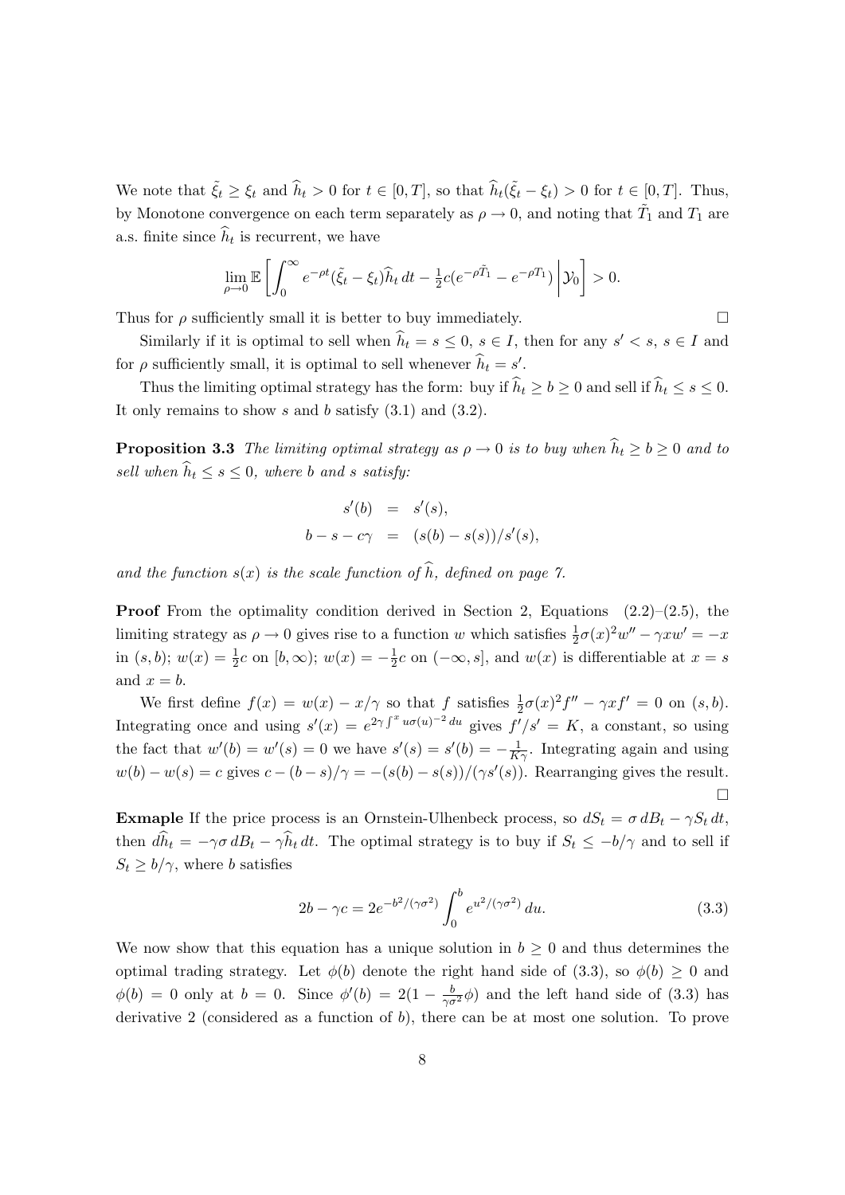We note that $\tilde{\xi}_t \geq \xi_t$ and $\widehat{h}_t > 0$ for $t \in [0, T]$, so that $\widehat{h}_t(\tilde{\xi}_t - \xi_t) > 0$ for $t \in [0, T]$. Thus, by Monotone convergence on each term separately as $\rho \to 0$, and noting that $\tilde{T}_1$ and $T_1$ are a.s. finite since $\widehat{h}_t$ is recurrent, we have

$$\lim_{\rho \to 0} \mathbb{E}\left[\int_0^\infty e^{-\rho t}(\tilde{\xi}_t - \xi_t)\widehat{h}_t \, dt - \tfrac{1}{2}c(e^{-\rho \tilde{T}_1} - e^{-\rho T_1}) \,\middle|\, \mathcal{Y}_0\right] > 0.$$

Thus for $\rho$ sufficiently small it is better to buy immediately. $\square$

Similarly if it is optimal to sell when $\widehat{h}_t = s \leq 0$, $s \in I$, then for any $s' < s$, $s \in I$ and for $\rho$ sufficiently small, it is optimal to sell whenever $\widehat{h}_t = s'$.

Thus the limiting optimal strategy has the form: buy if $\widehat{h}_t \geq b \geq 0$ and sell if $\widehat{h}_t \leq s \leq 0$. It only remains to show $s$ and $b$ satisfy (3.1) and (3.2).

**Proposition 3.3** *The limiting optimal strategy as $\rho \to 0$ is to buy when $\widehat{h}_t \geq b \geq 0$ and to sell when $\widehat{h}_t \leq s \leq 0$, where $b$ and $s$ satisfy:*

$$\begin{aligned} s'(b) &= s'(s), \\ b - s - c\gamma &= (s(b) - s(s))/s'(s), \end{aligned}$$

*and the function $s(x)$ is the scale function of $\widehat{h}$, defined on page 7.*

**Proof** From the optimality condition derived in Section 2, Equations (2.2)–(2.5), the limiting strategy as $\rho \to 0$ gives rise to a function $w$ which satisfies $\frac{1}{2}\sigma(x)^2 w'' - \gamma x w' = -x$ in $(s, b)$; $w(x) = \frac{1}{2}c$ on $[b, \infty)$; $w(x) = -\frac{1}{2}c$ on $(-\infty, s]$, and $w(x)$ is differentiable at $x = s$ and $x = b$.

We first define $f(x) = w(x) - x/\gamma$ so that $f$ satisfies $\frac{1}{2}\sigma(x)^2 f'' - \gamma x f' = 0$ on $(s, b)$. Integrating once and using $s'(x) = e^{2\gamma \int^x u\sigma(u)^{-2}\, du}$ gives $f'/s' = K$, a constant, so using the fact that $w'(b) = w'(s) = 0$ we have $s'(s) = s'(b) = -\frac{1}{K\gamma}$. Integrating again and using $w(b) - w(s) = c$ gives $c - (b - s)/\gamma = -(s(b) - s(s))/(\gamma s'(s))$. Rearranging gives the result. $\square$

**Exmaple** If the price process is an Ornstein-Ulhenbeck process, so $dS_t = \sigma\, dB_t - \gamma S_t\, dt$, then $d\widehat{h}_t = -\gamma\sigma\, dB_t - \gamma \widehat{h}_t\, dt$. The optimal strategy is to buy if $S_t \leq -b/\gamma$ and to sell if $S_t \geq b/\gamma$, where $b$ satisfies

$$2b - \gamma c = 2e^{-b^2/(\gamma\sigma^2)} \int_0^b e^{u^2/(\gamma\sigma^2)}\, du. \tag{3.3}$$

We now show that this equation has a unique solution in $b \geq 0$ and thus determines the optimal trading strategy. Let $\phi(b)$ denote the right hand side of (3.3), so $\phi(b) \geq 0$ and $\phi(b) = 0$ only at $b = 0$. Since $\phi'(b) = 2(1 - \frac{b}{\gamma\sigma^2}\phi)$ and the left hand side of (3.3) has derivative 2 (considered as a function of $b$), there can be at most one solution. To prove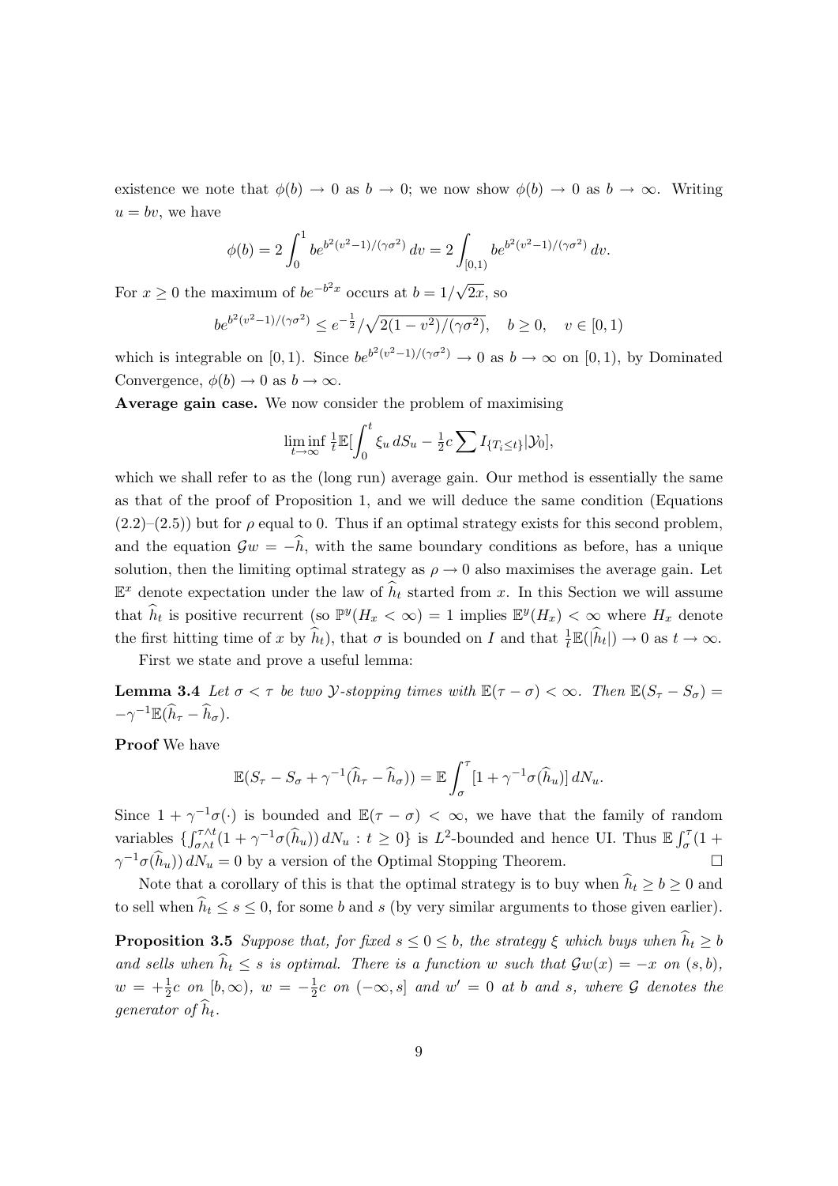existence we note that $\phi(b) \to 0$ as $b \to 0$; we now show $\phi(b) \to 0$ as $b \to \infty$. Writing $u = bv$, we have

$$\phi(b) = 2\int_0^1 be^{b^2(v^2-1)/(\gamma\sigma^2)}\,dv = 2\int_{[0,1)} be^{b^2(v^2-1)/(\gamma\sigma^2)}\,dv.$$

For $x \geq 0$ the maximum of $be^{-b^2 x}$ occurs at $b = 1/\sqrt{2x}$, so

$$be^{b^2(v^2-1)/(\gamma\sigma^2)} \leq e^{-\frac{1}{2}}/\sqrt{2(1-v^2)/(\gamma\sigma^2)}, \quad b \geq 0, \quad v \in [0,1)$$

which is integrable on $[0,1)$. Since $be^{b^2(v^2-1)/(\gamma\sigma^2)} \to 0$ as $b \to \infty$ on $[0,1)$, by Dominated Convergence, $\phi(b) \to 0$ as $b \to \infty$.

**Average gain case.** We now consider the problem of maximising

$$\liminf_{t\to\infty} \tfrac{1}{t}\mathbb{E}[\int_0^t \xi_u\,dS_u - \tfrac{1}{2}c\sum I_{\{T_i \leq t\}}|\mathcal{Y}_0],$$

which we shall refer to as the (long run) average gain. Our method is essentially the same as that of the proof of Proposition 1, and we will deduce the same condition (Equations (2.2)–(2.5)) but for $\rho$ equal to 0. Thus if an optimal strategy exists for this second problem, and the equation $\mathcal{G}w = -\widehat{h}$, with the same boundary conditions as before, has a unique solution, then the limiting optimal strategy as $\rho \to 0$ also maximises the average gain. Let $\mathbb{E}^x$ denote expectation under the law of $\widehat{h}_t$ started from $x$. In this Section we will assume that $\widehat{h}_t$ is positive recurrent (so $\mathbb{P}^y(H_x < \infty) = 1$ implies $\mathbb{E}^y(H_x) < \infty$ where $H_x$ denote the first hitting time of $x$ by $\widehat{h}_t$), that $\sigma$ is bounded on $I$ and that $\frac{1}{t}\mathbb{E}(|\widehat{h}_t|) \to 0$ as $t \to \infty$.

First we state and prove a useful lemma:

**Lemma 3.4** *Let $\sigma < \tau$ be two $\mathcal{Y}$-stopping times with $\mathbb{E}(\tau - \sigma) < \infty$. Then $\mathbb{E}(S_\tau - S_\sigma) = -\gamma^{-1}\mathbb{E}(\widehat{h}_\tau - \widehat{h}_\sigma)$.*

**Proof** We have

$$\mathbb{E}(S_\tau - S_\sigma + \gamma^{-1}(\widehat{h}_\tau - \widehat{h}_\sigma)) = \mathbb{E}\int_\sigma^\tau [1 + \gamma^{-1}\sigma(\widehat{h}_u)]\,dN_u.$$

Since $1 + \gamma^{-1}\sigma(\cdot)$ is bounded and $\mathbb{E}(\tau - \sigma) < \infty$, we have that the family of random variables $\{\int_{\sigma\wedge t}^{\tau\wedge t}(1 + \gamma^{-1}\sigma(\widehat{h}_u))\,dN_u : t \geq 0\}$ is $L^2$-bounded and hence UI. Thus $\mathbb{E}\int_\sigma^\tau(1 + \gamma^{-1}\sigma(\widehat{h}_u))\,dN_u = 0$ by a version of the Optimal Stopping Theorem. $\square$

Note that a corollary of this is that the optimal strategy is to buy when $\widehat{h}_t \geq b \geq 0$ and to sell when $\widehat{h}_t \leq s \leq 0$, for some $b$ and $s$ (by very similar arguments to those given earlier).

**Proposition 3.5** *Suppose that, for fixed $s \leq 0 \leq b$, the strategy $\xi$ which buys when $\widehat{h}_t \geq b$ and sells when $\widehat{h}_t \leq s$ is optimal. There is a function $w$ such that $\mathcal{G}w(x) = -x$ on $(s,b)$, $w = +\frac{1}{2}c$ on $[b,\infty)$, $w = -\frac{1}{2}c$ on $(-\infty, s]$ and $w' = 0$ at $b$ and $s$, where $\mathcal{G}$ denotes the generator of $\widehat{h}_t$.*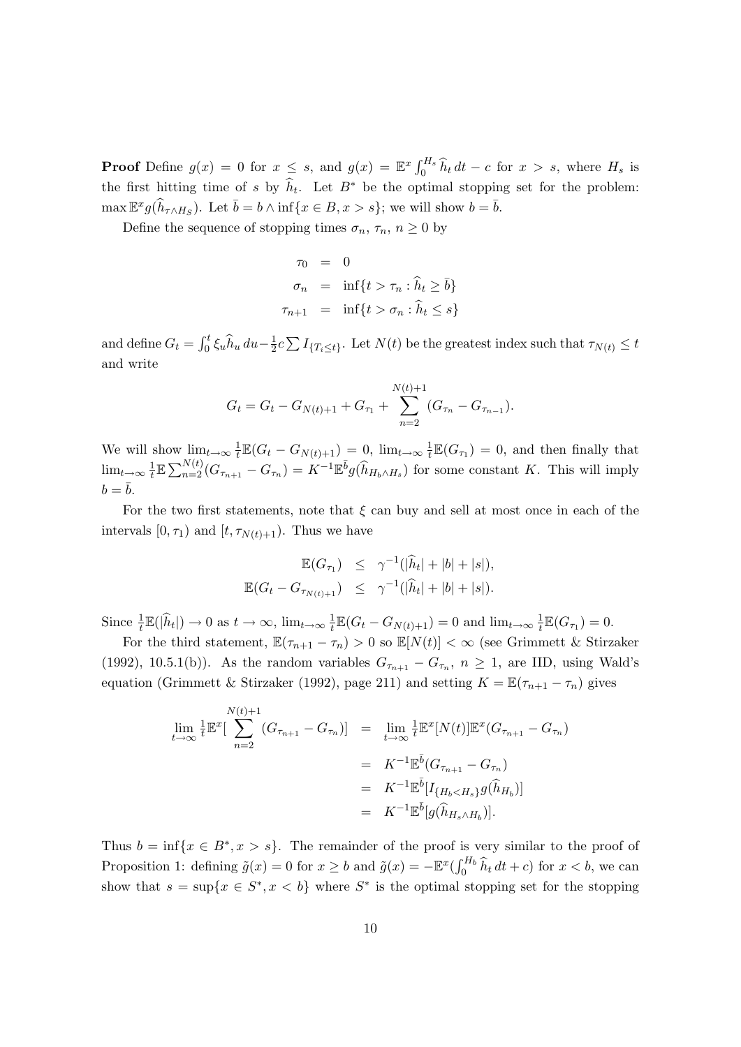**Proof** Define $g(x) = 0$ for $x \leq s$, and $g(x) = \mathbb{E}^x \int_0^{H_s} \widehat{h}_t \, dt - c$ for $x > s$, where $H_s$ is the first hitting time of $s$ by $\widehat{h}_t$. Let $B^*$ be the optimal stopping set for the problem: $\max \mathbb{E}^x g(\widehat{h}_{\tau \wedge H_S})$. Let $\bar{b} = b \wedge \inf\{x \in B, x > s\}$; we will show $b = \bar{b}$.

Define the sequence of stopping times $\sigma_n$, $\tau_n$, $n \geq 0$ by

$$
\begin{aligned}
\tau_0 &= 0 \\
\sigma_n &= \inf\{t > \tau_n : \widehat{h}_t \geq \bar{b}\} \\
\tau_{n+1} &= \inf\{t > \sigma_n : \widehat{h}_t \leq s\}
\end{aligned}
$$

and define $G_t = \int_0^t \xi_u \widehat{h}_u \, du - \frac{1}{2} c \sum I_{\{T_i \leq t\}}$. Let $N(t)$ be the greatest index such that $\tau_{N(t)} \leq t$ and write

$$
G_t = G_t - G_{N(t)+1} + G_{\tau_1} + \sum_{n=2}^{N(t)+1} (G_{\tau_n} - G_{\tau_{n-1}}).
$$

We will show $\lim_{t \to \infty} \frac{1}{t} \mathbb{E}(G_t - G_{N(t)+1}) = 0$, $\lim_{t \to \infty} \frac{1}{t} \mathbb{E}(G_{\tau_1}) = 0$, and then finally that $\lim_{t \to \infty} \frac{1}{t} \mathbb{E} \sum_{n=2}^{N(t)} (G_{\tau_{n+1}} - G_{\tau_n}) = K^{-1} \mathbb{E}^{\bar{b}} g(\widehat{h}_{H_b \wedge H_s})$ for some constant $K$. This will imply $b = \bar{b}$.

For the two first statements, note that $\xi$ can buy and sell at most once in each of the intervals $[0, \tau_1)$ and $[t, \tau_{N(t)+1})$. Thus we have

$$
\begin{aligned}
\mathbb{E}(G_{\tau_1}) &\leq \gamma^{-1}(|\widehat{h}_t| + |b| + |s|), \\
\mathbb{E}(G_t - G_{\tau_{N(t)+1}}) &\leq \gamma^{-1}(|\widehat{h}_t| + |b| + |s|).
\end{aligned}
$$

Since $\frac{1}{t} \mathbb{E}(|\widehat{h}_t|) \to 0$ as $t \to \infty$, $\lim_{t \to \infty} \frac{1}{t} \mathbb{E}(G_t - G_{N(t)+1}) = 0$ and $\lim_{t \to \infty} \frac{1}{t} \mathbb{E}(G_{\tau_1}) = 0$.

For the third statement, $\mathbb{E}(\tau_{n+1} - \tau_n) > 0$ so $\mathbb{E}[N(t)] < \infty$ (see Grimmett & Stirzaker (1992), 10.5.1(b)). As the random variables $G_{\tau_{n+1}} - G_{\tau_n}$, $n \geq 1$, are IID, using Wald's equation (Grimmett & Stirzaker (1992), page 211) and setting $K = \mathbb{E}(\tau_{n+1} - \tau_n)$ gives

$$
\begin{aligned}
\lim_{t \to \infty} \tfrac{1}{t} \mathbb{E}^x \Big[ \sum_{n=2}^{N(t)+1} (G_{\tau_{n+1}} - G_{\tau_n}) \Big] &= \lim_{t \to \infty} \tfrac{1}{t} \mathbb{E}^x[N(t)] \mathbb{E}^x(G_{\tau_{n+1}} - G_{\tau_n}) \\
&= K^{-1} \mathbb{E}^{\bar{b}} (G_{\tau_{n+1}} - G_{\tau_n}) \\
&= K^{-1} \mathbb{E}^{\bar{b}} [I_{\{H_b < H_s\}} g(\widehat{h}_{H_b})] \\
&= K^{-1} \mathbb{E}^{\bar{b}} [g(\widehat{h}_{H_s \wedge H_b})].
\end{aligned}
$$

Thus $b = \inf\{x \in B^*, x > s\}$. The remainder of the proof is very similar to the proof of Proposition 1: defining $\tilde{g}(x) = 0$ for $x \geq b$ and $\tilde{g}(x) = -\mathbb{E}^x(\int_0^{H_b} \widehat{h}_t \, dt + c)$ for $x < b$, we can show that $s = \sup\{x \in S^*, x < b\}$ where $S^*$ is the optimal stopping set for the stopping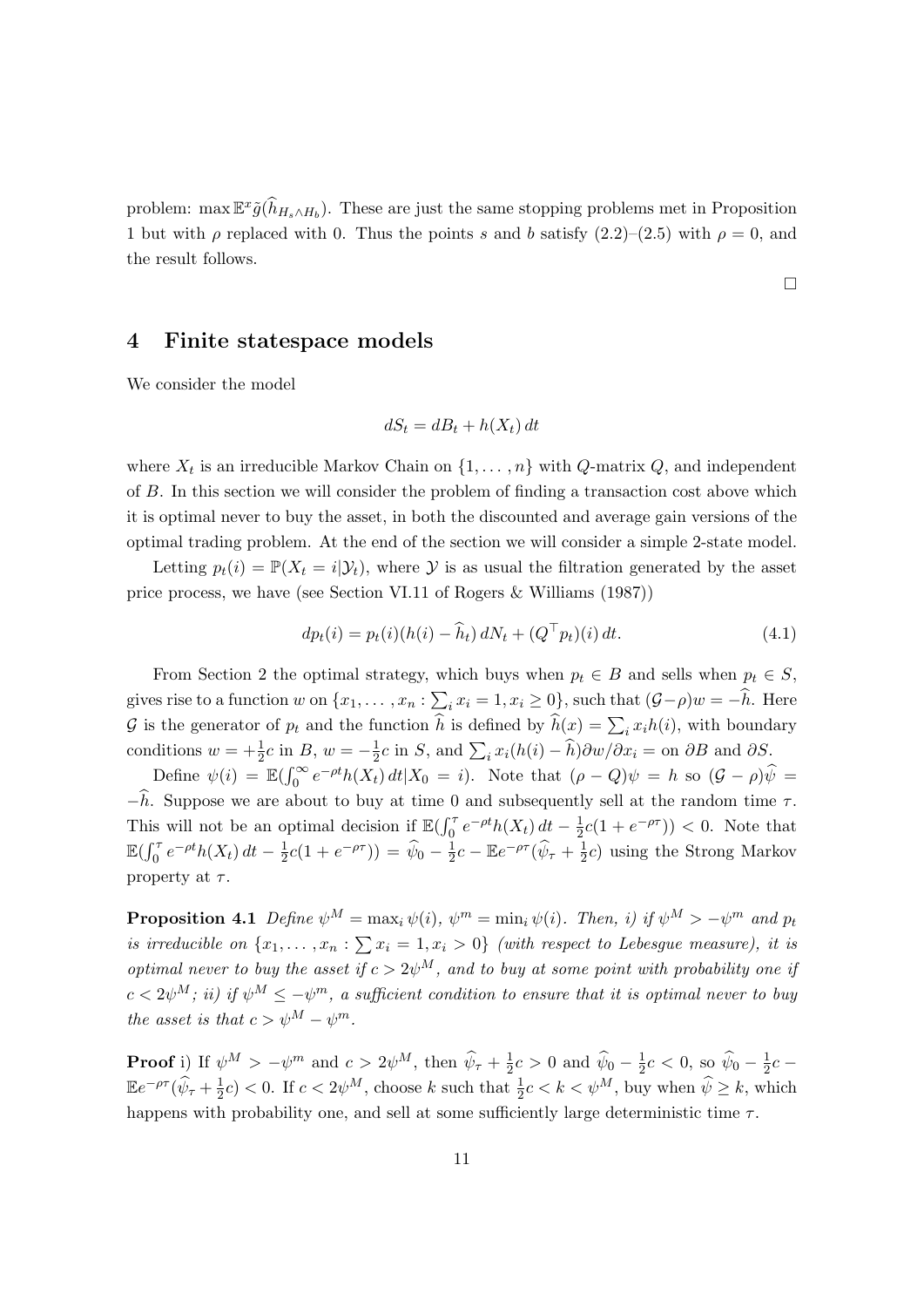problem: $\max \mathbb{E}^x \tilde{g}(\widehat{h}_{H_s \wedge H_b})$. These are just the same stopping problems met in Proposition 1 but with $\rho$ replaced with 0. Thus the points $s$ and $b$ satisfy (2.2)–(2.5) with $\rho = 0$, and the result follows.

□

## 4 Finite statespace models

We consider the model

$$dS_t = dB_t + h(X_t)\, dt$$

where $X_t$ is an irreducible Markov Chain on $\{1, \ldots, n\}$ with $Q$-matrix $Q$, and independent of $B$. In this section we will consider the problem of finding a transaction cost above which it is optimal never to buy the asset, in both the discounted and average gain versions of the optimal trading problem. At the end of the section we will consider a simple 2-state model.

Letting $p_t(i) = \mathbb{P}(X_t = i | \mathcal{Y}_t)$, where $\mathcal{Y}$ is as usual the filtration generated by the asset price process, we have (see Section VI.11 of Rogers & Williams (1987))

$$dp_t(i) = p_t(i)(h(i) - \widehat{h}_t)\, dN_t + (Q^\top p_t)(i)\, dt. \tag{4.1}$$

From Section 2 the optimal strategy, which buys when $p_t \in B$ and sells when $p_t \in S$, gives rise to a function $w$ on $\{x_1, \ldots, x_n : \sum_i x_i = 1, x_i \geq 0\}$, such that $(\mathcal{G} - \rho)w = -\widehat{h}$. Here $\mathcal{G}$ is the generator of $p_t$ and the function $\widehat{h}$ is defined by $\widehat{h}(x) = \sum_i x_i h(i)$, with boundary conditions $w = +\frac{1}{2}c$ in $B$, $w = -\frac{1}{2}c$ in $S$, and $\sum_i x_i(h(i) - \widehat{h})\partial w / \partial x_i =$ on $\partial B$ and $\partial S$.

Define $\psi(i) = \mathbb{E}(\int_0^\infty e^{-\rho t} h(X_t)\, dt | X_0 = i)$. Note that $(\rho - Q)\psi = h$ so $(\mathcal{G} - \rho)\widehat{\psi} = -\widehat{h}$. Suppose we are about to buy at time 0 and subsequently sell at the random time $\tau$. This will not be an optimal decision if $\mathbb{E}(\int_0^\tau e^{-\rho t} h(X_t)\, dt - \frac{1}{2}c(1 + e^{-\rho\tau})) < 0$. Note that $\mathbb{E}(\int_0^\tau e^{-\rho t} h(X_t)\, dt - \frac{1}{2}c(1 + e^{-\rho\tau})) = \widehat{\psi}_0 - \frac{1}{2}c - \mathbb{E}e^{-\rho\tau}(\widehat{\psi}_\tau + \frac{1}{2}c)$ using the Strong Markov property at $\tau$.

**Proposition 4.1** *Define $\psi^M = \max_i \psi(i)$, $\psi^m = \min_i \psi(i)$. Then, i) if $\psi^M > -\psi^m$ and $p_t$ is irreducible on $\{x_1, \ldots, x_n : \sum x_i = 1, x_i > 0\}$ (with respect to Lebesgue measure), it is optimal never to buy the asset if $c > 2\psi^M$, and to buy at some point with probability one if $c < 2\psi^M$; ii) if $\psi^M \leq -\psi^m$, a sufficient condition to ensure that it is optimal never to buy the asset is that $c > \psi^M - \psi^m$.*

**Proof** i) If $\psi^M > -\psi^m$ and $c > 2\psi^M$, then $\widehat{\psi}_\tau + \frac{1}{2}c > 0$ and $\widehat{\psi}_0 - \frac{1}{2}c < 0$, so $\widehat{\psi}_0 - \frac{1}{2}c - \mathbb{E}e^{-\rho\tau}(\widehat{\psi}_\tau + \frac{1}{2}c) < 0$. If $c < 2\psi^M$, choose $k$ such that $\frac{1}{2}c < k < \psi^M$, buy when $\widehat{\psi} \geq k$, which happens with probability one, and sell at some sufficiently large deterministic time $\tau$.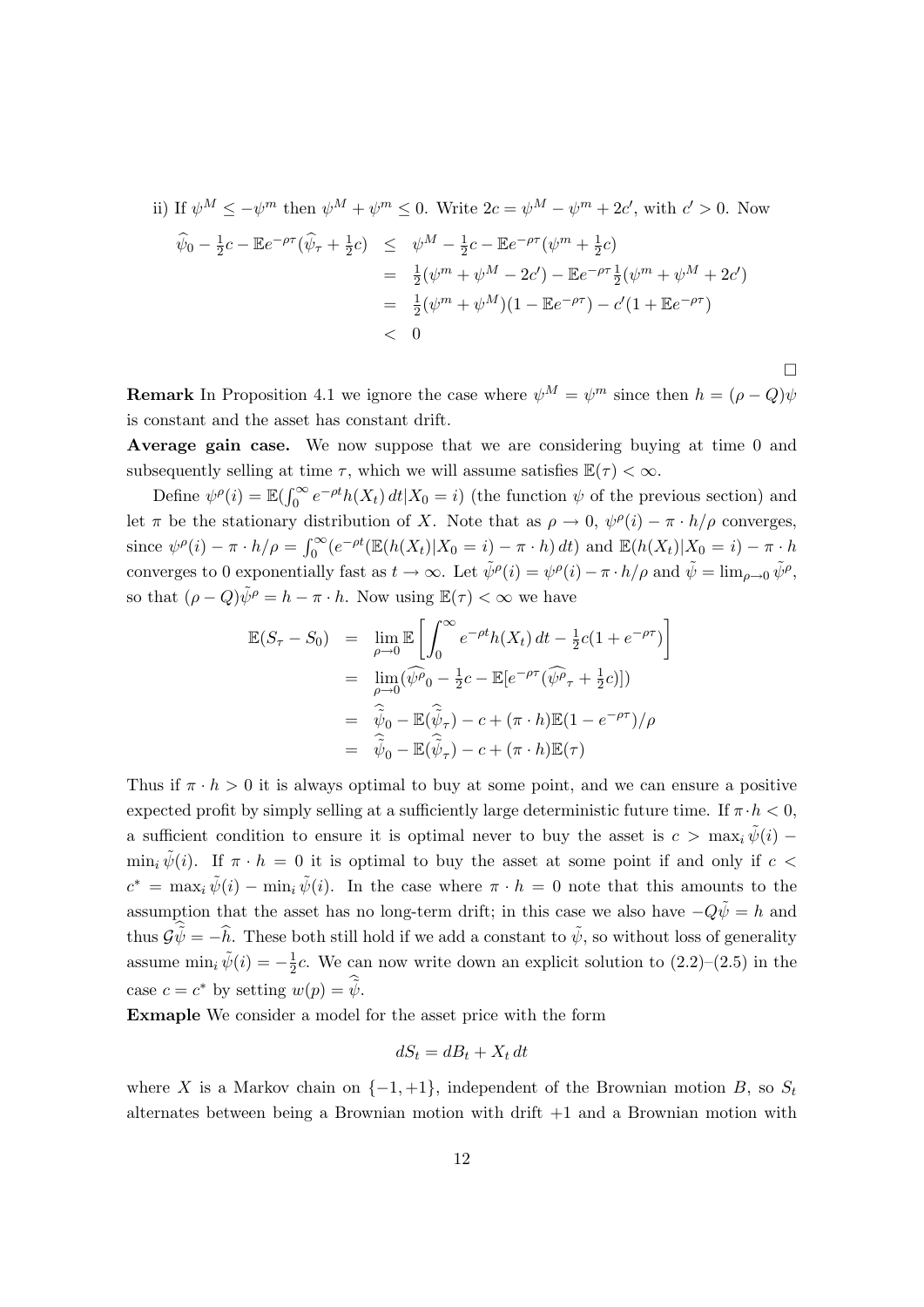ii) If $\psi^M \le -\psi^m$ then $\psi^M + \psi^m \le 0$. Write $2c = \psi^M - \psi^m + 2c'$, with $c' > 0$. Now

$$
\begin{aligned}
\widehat{\psi}_0 - \tfrac{1}{2}c - \mathbb{E}e^{-\rho\tau}(\widehat{\psi}_\tau + \tfrac{1}{2}c) &\le \psi^M - \tfrac{1}{2}c - \mathbb{E}e^{-\rho\tau}(\psi^m + \tfrac{1}{2}c) \\
&= \tfrac{1}{2}(\psi^m + \psi^M - 2c') - \mathbb{E}e^{-\rho\tau}\tfrac{1}{2}(\psi^m + \psi^M + 2c') \\
&= \tfrac{1}{2}(\psi^m + \psi^M)(1 - \mathbb{E}e^{-\rho\tau}) - c'(1 + \mathbb{E}e^{-\rho\tau}) \\
&< 0
\end{aligned}
$$

□

**Remark** In Proposition 4.1 we ignore the case where $\psi^M = \psi^m$ since then $h = (\rho - Q)\psi$ is constant and the asset has constant drift.

**Average gain case.** We now suppose that we are considering buying at time 0 and subsequently selling at time $\tau$, which we will assume satisfies $\mathbb{E}(\tau) < \infty$.

Define $\psi^\rho(i) = \mathbb{E}(\int_0^\infty e^{-\rho t}h(X_t)\,dt | X_0 = i)$ (the function $\psi$ of the previous section) and let $\pi$ be the stationary distribution of $X$. Note that as $\rho \to 0$, $\psi^\rho(i) - \pi \cdot h/\rho$ converges, since $\psi^\rho(i) - \pi \cdot h/\rho = \int_0^\infty (e^{-\rho t}(\mathbb{E}(h(X_t)|X_0 = i) - \pi \cdot h)\,dt)$ and $\mathbb{E}(h(X_t)|X_0 = i) - \pi \cdot h$ converges to 0 exponentially fast as $t \to \infty$. Let $\tilde{\psi}^\rho(i) = \psi^\rho(i) - \pi \cdot h/\rho$ and $\tilde{\psi} = \lim_{\rho \to 0} \tilde{\psi}^\rho$, so that $(\rho - Q)\tilde{\psi}^\rho = h - \pi \cdot h$. Now using $\mathbb{E}(\tau) < \infty$ we have

$$
\begin{aligned}
\mathbb{E}(S_\tau - S_0) &= \lim_{\rho \to 0} \mathbb{E}\left[\int_0^\infty e^{-\rho t}h(X_t)\,dt - \tfrac{1}{2}c(1 + e^{-\rho\tau})\right] \\
&= \lim_{\rho \to 0} (\widehat{\psi^\rho}_0 - \tfrac{1}{2}c - \mathbb{E}[e^{-\rho\tau}(\widehat{\psi^\rho}_\tau + \tfrac{1}{2}c)]) \\
&= \widehat{\tilde{\psi}}_0 - \mathbb{E}(\widehat{\tilde{\psi}}_\tau) - c + (\pi \cdot h)\mathbb{E}(1 - e^{-\rho\tau})/\rho \\
&= \widehat{\tilde{\psi}}_0 - \mathbb{E}(\widehat{\tilde{\psi}}_\tau) - c + (\pi \cdot h)\mathbb{E}(\tau)
\end{aligned}
$$

Thus if $\pi \cdot h > 0$ it is always optimal to buy at some point, and we can ensure a positive expected profit by simply selling at a sufficiently large deterministic future time. If $\pi \cdot h < 0$, a sufficient condition to ensure it is optimal never to buy the asset is $c > \max_i \tilde{\psi}(i) - \min_i \tilde{\psi}(i)$. If $\pi \cdot h = 0$ it is optimal to buy the asset at some point if and only if $c < c^* = \max_i \tilde{\psi}(i) - \min_i \tilde{\psi}(i)$. In the case where $\pi \cdot h = 0$ note that this amounts to the assumption that the asset has no long-term drift; in this case we also have $-Q\tilde{\psi} = h$ and thus $\mathcal{G}\widehat{\tilde{\psi}} = -\widehat{h}$. These both still hold if we add a constant to $\tilde{\psi}$, so without loss of generality assume $\min_i \tilde{\psi}(i) = -\frac{1}{2}c$. We can now write down an explicit solution to (2.2)–(2.5) in the case $c = c^*$ by setting $w(p) = \widehat{\tilde{\psi}}$.

**Exmaple** We consider a model for the asset price with the form

$$
dS_t = dB_t + X_t\,dt
$$

where $X$ is a Markov chain on $\{-1, +1\}$, independent of the Brownian motion $B$, so $S_t$ alternates between being a Brownian motion with drift $+1$ and a Brownian motion with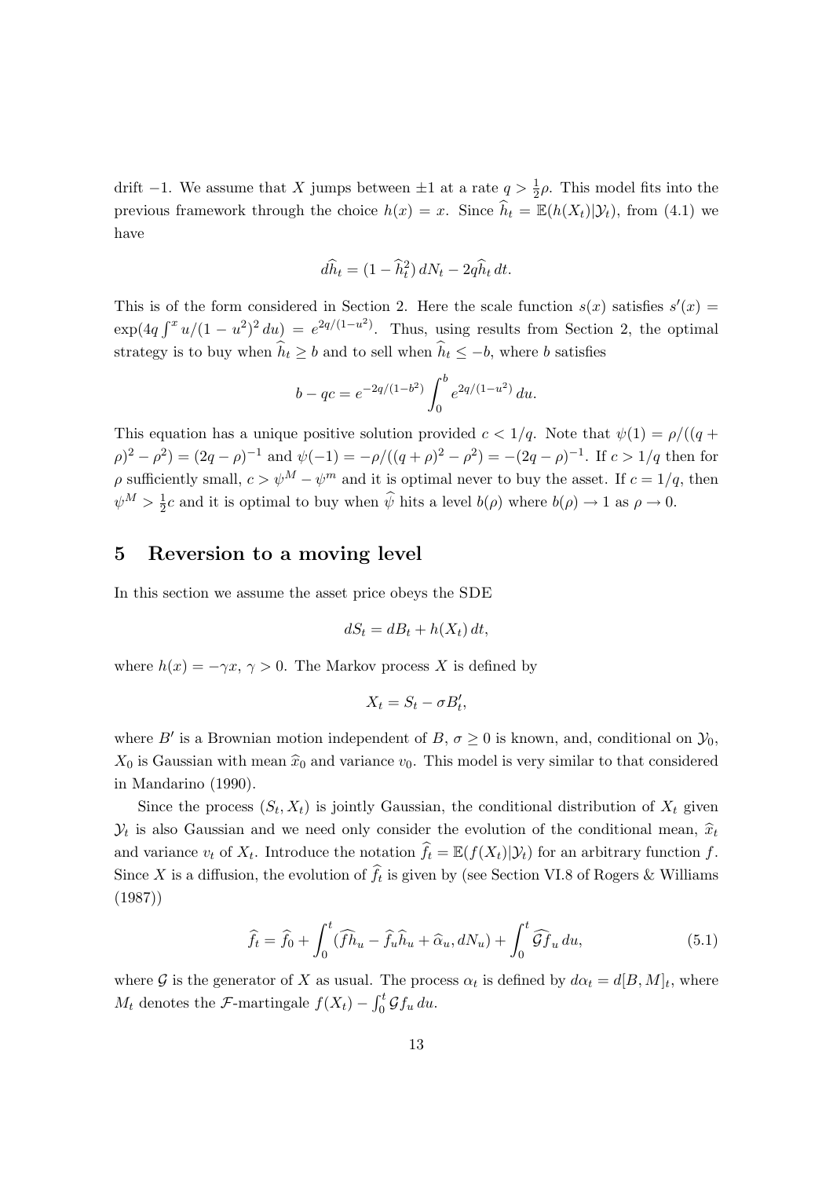drift −1. We assume that $X$ jumps between $\pm 1$ at a rate $q > \frac{1}{2}\rho$. This model fits into the previous framework through the choice $h(x) = x$. Since $\widehat{h}_t = \mathbb{E}(h(X_t)|\mathcal{Y}_t)$, from (4.1) we have

$$d\widehat{h}_t = (1 - \widehat{h}_t^2)\, dN_t - 2q\widehat{h}_t\, dt.$$

This is of the form considered in Section 2. Here the scale function $s(x)$ satisfies $s'(x) = \exp(4q \int^x u/(1-u^2)^2\, du) = e^{2q/(1-u^2)}$. Thus, using results from Section 2, the optimal strategy is to buy when $\widehat{h}_t \geq b$ and to sell when $\widehat{h}_t \leq -b$, where $b$ satisfies

$$b - qc = e^{-2q/(1-b^2)} \int_0^b e^{2q/(1-u^2)}\, du.$$

This equation has a unique positive solution provided $c < 1/q$. Note that $\psi(1) = \rho/((q+\rho)^2 - \rho^2) = (2q-\rho)^{-1}$ and $\psi(-1) = -\rho/((q+\rho)^2 - \rho^2) = -(2q-\rho)^{-1}$. If $c > 1/q$ then for $\rho$ sufficiently small, $c > \psi^M - \psi^m$ and it is optimal never to buy the asset. If $c = 1/q$, then $\psi^M > \frac{1}{2}c$ and it is optimal to buy when $\widehat{\psi}$ hits a level $b(\rho)$ where $b(\rho) \to 1$ as $\rho \to 0$.

## 5 Reversion to a moving level

In this section we assume the asset price obeys the SDE

$$dS_t = dB_t + h(X_t)\, dt,$$

where $h(x) = -\gamma x$, $\gamma > 0$. The Markov process $X$ is defined by

$$X_t = S_t - \sigma B'_t,$$

where $B'$ is a Brownian motion independent of $B$, $\sigma \geq 0$ is known, and, conditional on $\mathcal{Y}_0$, $X_0$ is Gaussian with mean $\widehat{x}_0$ and variance $v_0$. This model is very similar to that considered in Mandarino (1990).

Since the process $(S_t, X_t)$ is jointly Gaussian, the conditional distribution of $X_t$ given $\mathcal{Y}_t$ is also Gaussian and we need only consider the evolution of the conditional mean, $\widehat{x}_t$ and variance $v_t$ of $X_t$. Introduce the notation $\widehat{f}_t = \mathbb{E}(f(X_t)|\mathcal{Y}_t)$ for an arbitrary function $f$. Since $X$ is a diffusion, the evolution of $\widehat{f}_t$ is given by (see Section VI.8 of Rogers & Williams (1987))

$$\widehat{f}_t = \widehat{f}_0 + \int_0^t (\widehat{fh}_u - \widehat{f}_u \widehat{h}_u + \widehat{\alpha}_u, dN_u) + \int_0^t \widehat{\mathcal{G}f}_u\, du, \tag{5.1}$$

where $\mathcal{G}$ is the generator of $X$ as usual. The process $\alpha_t$ is defined by $d\alpha_t = d[B, M]_t$, where $M_t$ denotes the $\mathcal{F}$-martingale $f(X_t) - \int_0^t \mathcal{G}f_u\, du$.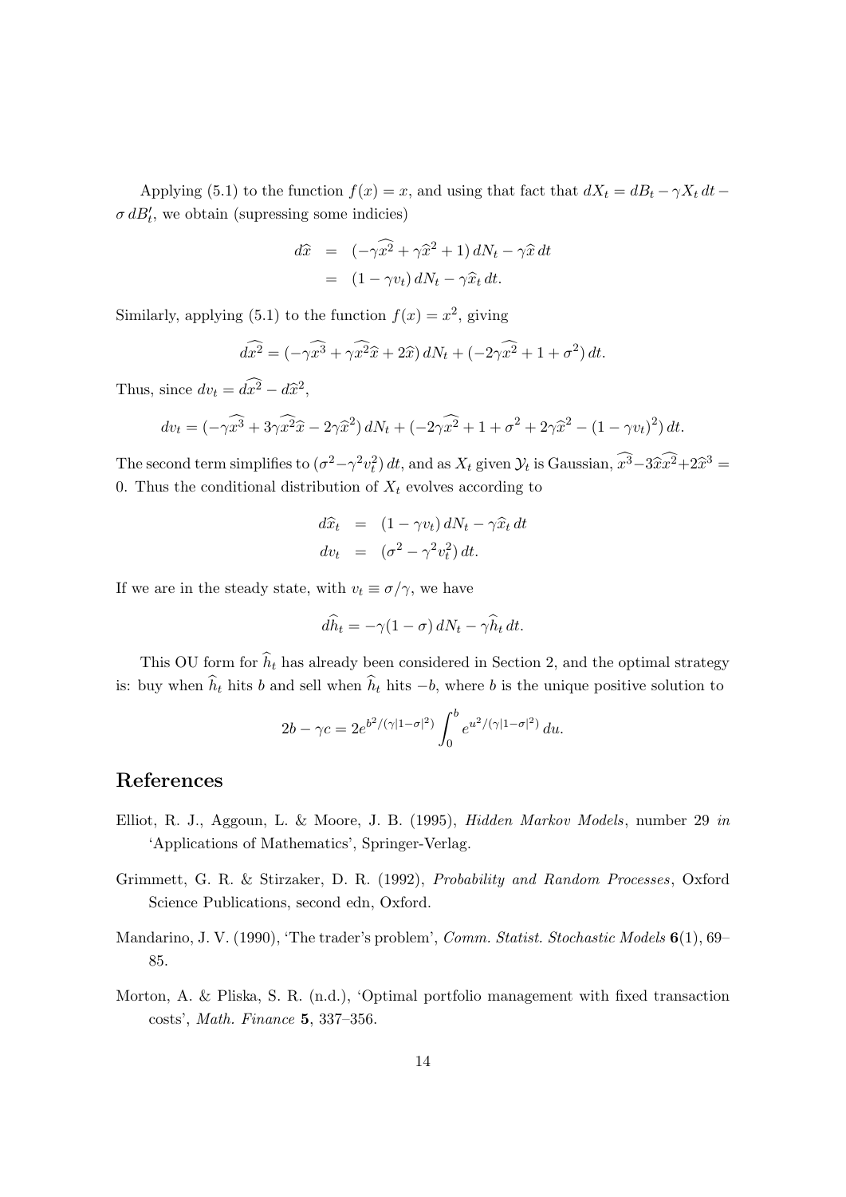Applying (5.1) to the function $f(x) = x$, and using that fact that $dX_t = dB_t - \gamma X_t\, dt - \sigma\, dB'_t$, we obtain (supressing some indicies)

$$
\begin{aligned}
d\widehat{x} &= (-\gamma\widehat{x^2} + \gamma\widehat{x}^2 + 1)\, dN_t - \gamma\widehat{x}\, dt \\
&= (1 - \gamma v_t)\, dN_t - \gamma\widehat{x}_t\, dt.
\end{aligned}
$$

Similarly, applying (5.1) to the function $f(x) = x^2$, giving

$$
d\widehat{x^2} = (-\gamma\widehat{x^3} + \gamma\widehat{x^2}\widehat{x} + 2\widehat{x})\, dN_t + (-2\gamma\widehat{x^2} + 1 + \sigma^2)\, dt.
$$

Thus, since $dv_t = d\widehat{x^2} - d\widehat{x}^2$,

$$
dv_t = (-\gamma\widehat{x^3} + 3\gamma\widehat{x^2}\widehat{x} - 2\gamma\widehat{x}^2)\, dN_t + (-2\gamma\widehat{x^2} + 1 + \sigma^2 + 2\gamma\widehat{x}^2 - (1 - \gamma v_t)^2)\, dt.
$$

The second term simplifies to $(\sigma^2 - \gamma^2 v_t^2)\, dt$, and as $X_t$ given $\mathcal{Y}_t$ is Gaussian, $\widehat{x^3} - 3\widehat{x}\widehat{x^2} + 2\widehat{x}^3 = 0$. Thus the conditional distribution of $X_t$ evolves according to

$$
\begin{aligned}
d\widehat{x}_t &= (1 - \gamma v_t)\, dN_t - \gamma\widehat{x}_t\, dt \\
dv_t &= (\sigma^2 - \gamma^2 v_t^2)\, dt.
\end{aligned}
$$

If we are in the steady state, with $v_t \equiv \sigma/\gamma$, we have

$$
d\widehat{h}_t = -\gamma(1 - \sigma)\, dN_t - \gamma\widehat{h}_t\, dt.
$$

This OU form for $\widehat{h}_t$ has already been considered in Section 2, and the optimal strategy is: buy when $\widehat{h}_t$ hits $b$ and sell when $\widehat{h}_t$ hits $-b$, where $b$ is the unique positive solution to

$$
2b - \gamma c = 2e^{b^2/(\gamma|1-\sigma|^2)} \int_0^b e^{u^2/(\gamma|1-\sigma|^2)}\, du.
$$

# References

Elliot, R. J., Aggoun, L. & Moore, J. B. (1995), *Hidden Markov Models*, number 29 *in* 'Applications of Mathematics', Springer-Verlag.

Grimmett, G. R. & Stirzaker, D. R. (1992), *Probability and Random Processes*, Oxford Science Publications, second edn, Oxford.

Mandarino, J. V. (1990), 'The trader's problem', *Comm. Statist. Stochastic Models* **6**(1), 69–85.

Morton, A. & Pliska, S. R. (n.d.), 'Optimal portfolio management with fixed transaction costs', *Math. Finance* **5**, 337–356.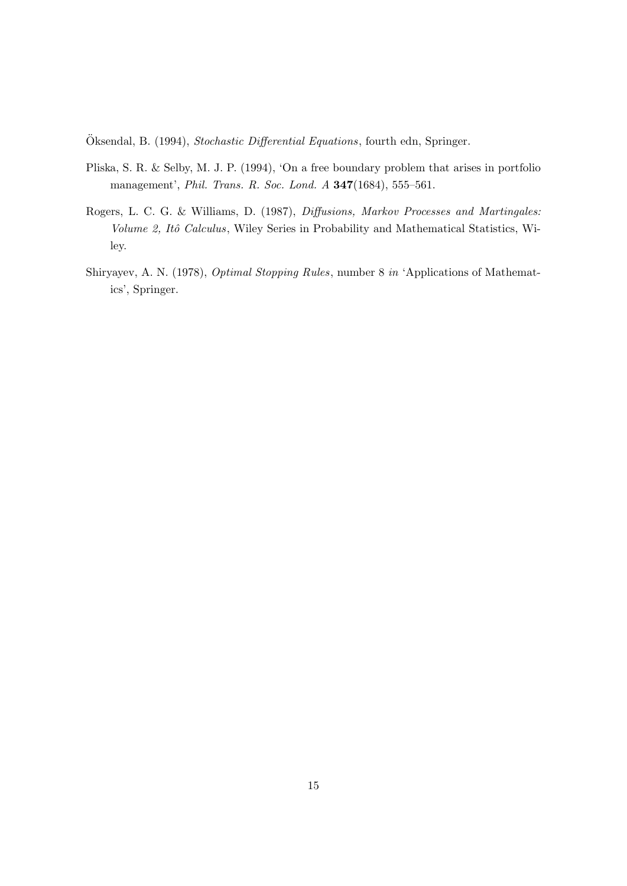Öksendal, B. (1994), *Stochastic Differential Equations*, fourth edn, Springer.

Pliska, S. R. & Selby, M. J. P. (1994), 'On a free boundary problem that arises in portfolio management', *Phil. Trans. R. Soc. Lond. A* **347**(1684), 555–561.

Rogers, L. C. G. & Williams, D. (1987), *Diffusions, Markov Processes and Martingales: Volume 2, Itô Calculus*, Wiley Series in Probability and Mathematical Statistics, Wiley.

Shiryayev, A. N. (1978), *Optimal Stopping Rules*, number 8 *in* 'Applications of Mathematics', Springer.